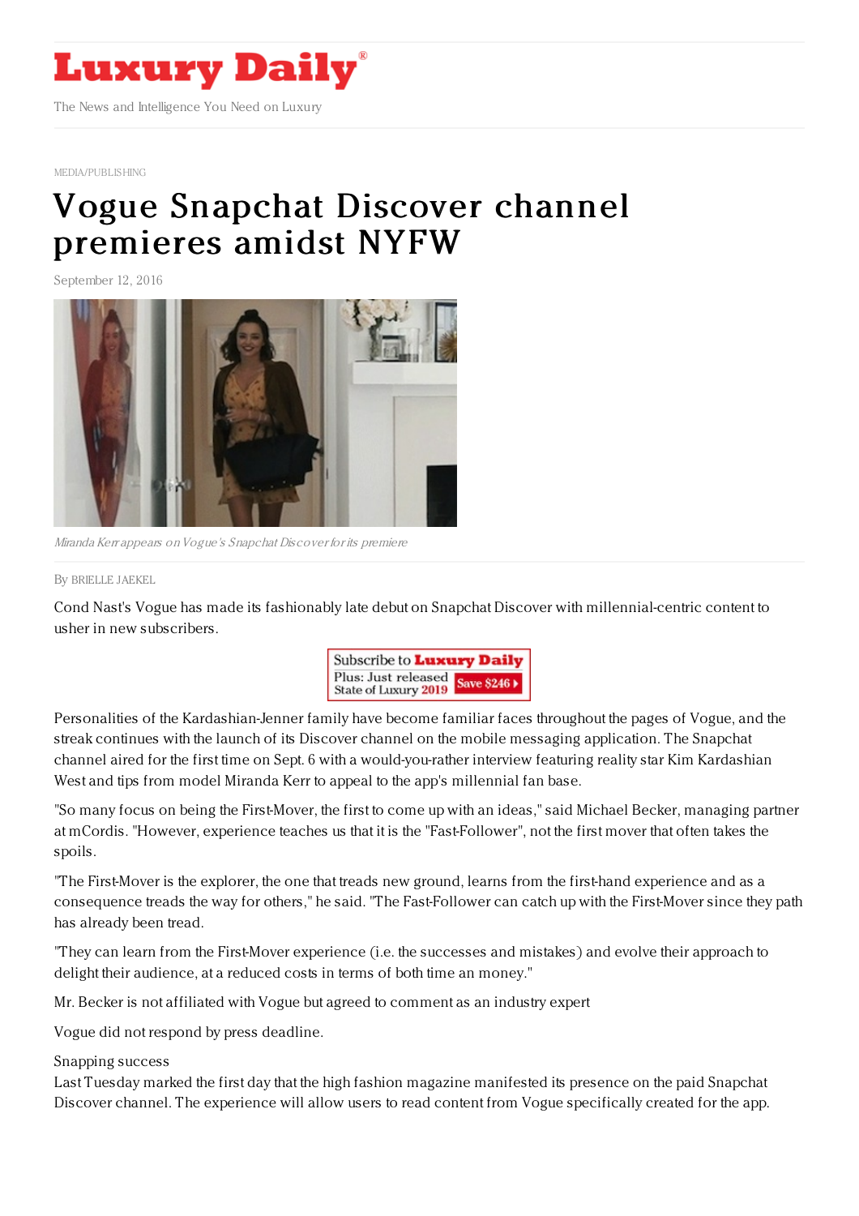# Luxury Daily

The News and Intelligence You Need on Luxury

MEDIA/PUBLISHING

# Vogue Snapchat Discover channel premieres amidst NYFW

September 12, 2016

*Miranda Kerr appears on Vogue's Snapchat Discover for its premiere*

By BRIELLE JAEKEL

Cond Nast's Vogue has made its fashionably late debut on Snapchat Discover with millennial-centric content to usher in new subscribers.

Subscribe to Luxury Daily
Plus: Just released State of Luxury 2019 Save $246

Personalities of the Kardashian-Jenner family have become familiar faces throughout the pages of Vogue, and the streak continues with the launch of its Discover channel on the mobile messaging application. The Snapchat channel aired for the first time on Sept. 6 with a would-you-rather interview featuring reality star Kim Kardashian West and tips from model Miranda Kerr to appeal to the app's millennial fan base.

"So many focus on being the First-Mover, the first to come up with an ideas," said Michael Becker, managing partner at mCordis. "However, experience teaches us that it is the "Fast-Follower", not the first mover that often takes the spoils.

"The First-Mover is the explorer, the one that treads new ground, learns from the first-hand experience and as a consequence treads the way for others," he said. "The Fast-Follower can catch up with the First-Mover since they path has already been tread.

"They can learn from the First-Mover experience (i.e. the successes and mistakes) and evolve their approach to delight their audience, at a reduced costs in terms of both time an money."

Mr. Becker is not affiliated with Vogue but agreed to comment as an industry expert

Vogue did not respond by press deadline.

Snapping success

Last Tuesday marked the first day that the high fashion magazine manifested its presence on the paid Snapchat Discover channel. The experience will allow users to read content from Vogue specifically created for the app.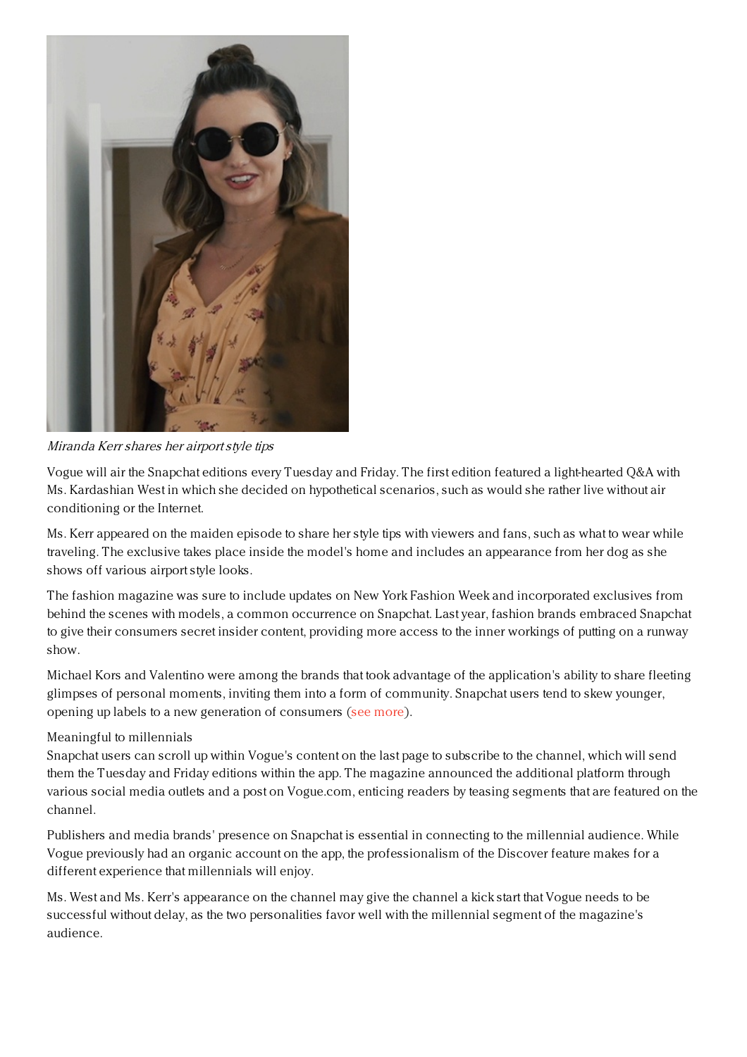*Miranda Kerr shares her airport style tips*

Vogue will air the Snapchat editions every Tuesday and Friday. The first edition featured a light-hearted Q&A with Ms. Kardashian West in which she decided on hypothetical scenarios, such as would she rather live without air conditioning or the Internet.

Ms. Kerr appeared on the maiden episode to share her style tips with viewers and fans, such as what to wear while traveling. The exclusive takes place inside the model's home and includes an appearance from her dog as she shows off various airport style looks.

The fashion magazine was sure to include updates on New York Fashion Week and incorporated exclusives from behind the scenes with models, a common occurrence on Snapchat. Last year, fashion brands embraced Snapchat to give their consumers secret insider content, providing more access to the inner workings of putting on a runway show.

Michael Kors and Valentino were among the brands that took advantage of the application's ability to share fleeting glimpses of personal moments, inviting them into a form of community. Snapchat users tend to skew younger, opening up labels to a new generation of consumers (see more).

Meaningful to millennials

Snapchat users can scroll up within Vogue's content on the last page to subscribe to the channel, which will send them the Tuesday and Friday editions within the app. The magazine announced the additional platform through various social media outlets and a post on Vogue.com, enticing readers by teasing segments that are featured on the channel.

Publishers and media brands' presence on Snapchat is essential in connecting to the millennial audience. While Vogue previously had an organic account on the app, the professionalism of the Discover feature makes for a different experience that millennials will enjoy.

Ms. West and Ms. Kerr's appearance on the channel may give the channel a kick start that Vogue needs to be successful without delay, as the two personalities favor well with the millennial segment of the magazine's audience.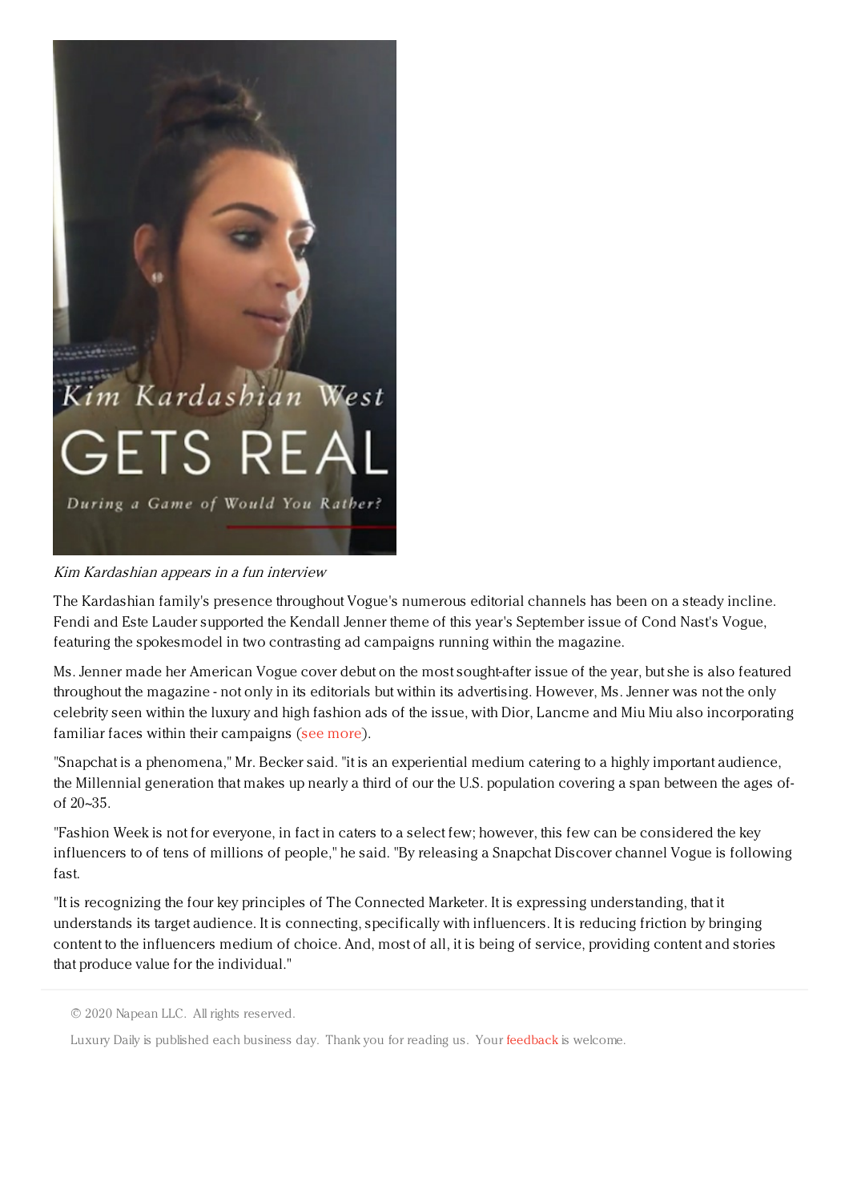*Kim Kardashian appears in a fun interview*

The Kardashian family's presence throughout Vogue's numerous editorial channels has been on a steady incline. Fendi and Este Lauder supported the Kendall Jenner theme of this year's September issue of Cond Nast's Vogue, featuring the spokesmodel in two contrasting ad campaigns running within the magazine.

Ms. Jenner made her American Vogue cover debut on the most sought-after issue of the year, but she is also featured throughout the magazine - not only in its editorials but within its advertising. However, Ms. Jenner was not the only celebrity seen within the luxury and high fashion ads of the issue, with Dior, Lancme and Miu Miu also incorporating familiar faces within their campaigns (see more).

"Snapchat is a phenomena," Mr. Becker said. "it is an experiential medium catering to a highly important audience, the Millennial generation that makes up nearly a third of our the U.S. population covering a span between the ages of-of 20~35.

"Fashion Week is not for everyone, in fact in caters to a select few; however, this few can be considered the key influencers to of tens of millions of people," he said. "By releasing a Snapchat Discover channel Vogue is following fast.

"It is recognizing the four key principles of The Connected Marketer. It is expressing understanding, that it understands its target audience. It is connecting, specifically with influencers. It is reducing friction by bringing content to the influencers medium of choice. And, most of all, it is being of service, providing content and stories that produce value for the individual."

© 2020 Napean LLC. All rights reserved.

Luxury Daily is published each business day. Thank you for reading us. Your feedback is welcome.